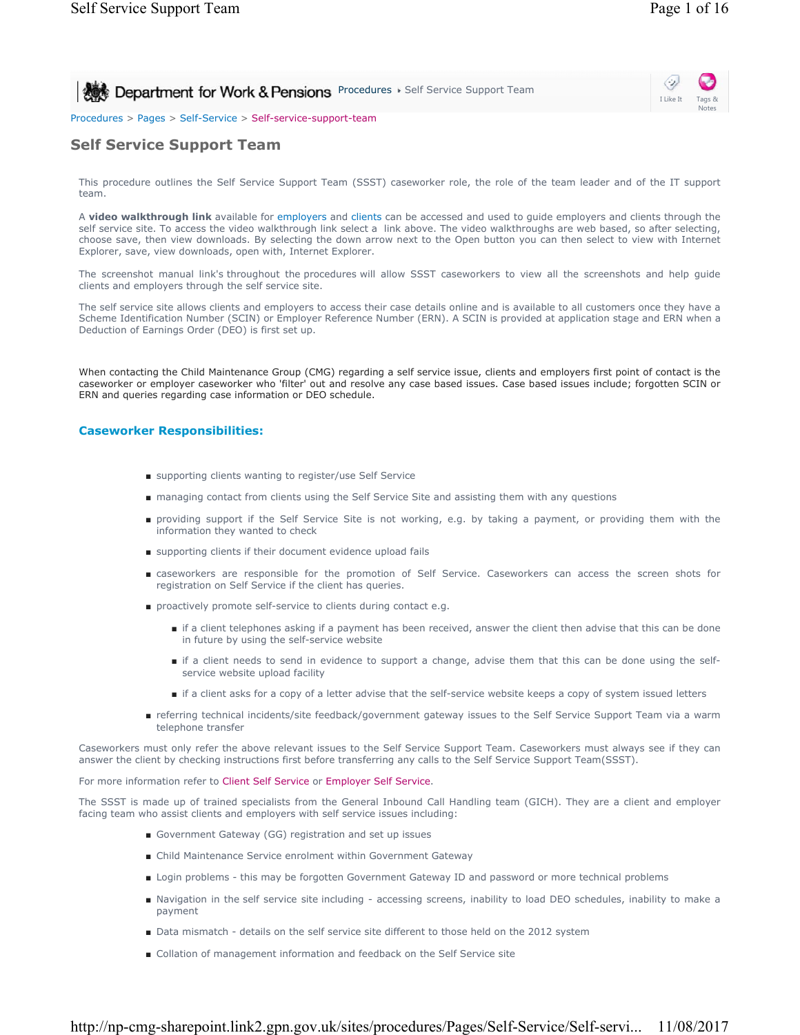Department for Work & Pensions Procedures ▸ Self Service Support Team

Procedures > Pages > Self-Service > Self-service-support-team

# Self Service Support Team

This procedure outlines the Self Service Support Team (SSST) caseworker role, the role of the team leader and of the IT support team.

A **video walkthrough link** available for employers and clients can be accessed and used to guide employers and clients through the self service site. To access the video walkthrough link select a link above. The video walkthroughs are web based, so after selecting, choose save, then view downloads. By selecting the down arrow next to the Open button you can then select to view with Internet Explorer, save, view downloads, open with, Internet Explorer.

The screenshot manual link's throughout the procedures will allow SSST caseworkers to view all the screenshots and help guide clients and employers through the self service site.

The self service site allows clients and employers to access their case details online and is available to all customers once they have a Scheme Identification Number (SCIN) or Employer Reference Number (ERN). A SCIN is provided at application stage and ERN when a Deduction of Earnings Order (DEO) is first set up.

When contacting the Child Maintenance Group (CMG) regarding a self service issue, clients and employers first point of contact is the caseworker or employer caseworker who 'filter' out and resolve any case based issues. Case based issues include; forgotten SCIN or ERN and queries regarding case information or DEO schedule.

## Caseworker Responsibilities:

- supporting clients wanting to register/use Self Service
- managing contact from clients using the Self Service Site and assisting them with any questions
- providing support if the Self Service Site is not working, e.g. by taking a payment, or providing them with the information they wanted to check
- supporting clients if their document evidence upload fails
- caseworkers are responsible for the promotion of Self Service. Caseworkers can access the screen shots for registration on Self Service if the client has queries.
- proactively promote self-service to clients during contact e.g.
  - if a client telephones asking if a payment has been received, answer the client then advise that this can be done in future by using the self-service website
  - if a client needs to send in evidence to support a change, advise them that this can be done using the self-service website upload facility
  - if a client asks for a copy of a letter advise that the self-service website keeps a copy of system issued letters
- referring technical incidents/site feedback/government gateway issues to the Self Service Support Team via a warm telephone transfer

Caseworkers must only refer the above relevant issues to the Self Service Support Team. Caseworkers must always see if they can answer the client by checking instructions first before transferring any calls to the Self Service Support Team(SSST).

For more information refer to Client Self Service or Employer Self Service.

The SSST is made up of trained specialists from the General Inbound Call Handling team (GICH). They are a client and employer facing team who assist clients and employers with self service issues including:

- Government Gateway (GG) registration and set up issues
- Child Maintenance Service enrolment within Government Gateway
- Login problems - this may be forgotten Government Gateway ID and password or more technical problems
- Navigation in the self service site including - accessing screens, inability to load DEO schedules, inability to make a payment
- Data mismatch - details on the self service site different to those held on the 2012 system
- Collation of management information and feedback on the Self Service site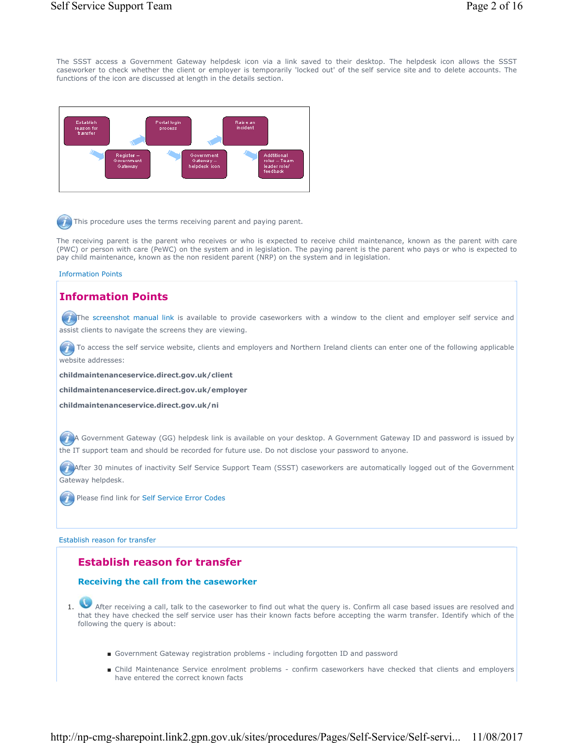The SSST access a Government Gateway helpdesk icon via a link saved to their desktop. The helpdesk icon allows the SSST caseworker to check whether the client or employer is temporarily 'locked out' of the self service site and to delete accounts. The functions of the icon are discussed at length in the details section.

Establish reason for transfer → Register – Government Gateway → Portal login process → Government Gateway – helpdesk icon → Raise an incident → Additional roles – Team leader role/ feedback

This procedure uses the terms receiving parent and paying parent.

The receiving parent is the parent who receives or who is expected to receive child maintenance, known as the parent with care (PWC) or person with care (PeWC) on the system and in legislation. The paying parent is the parent who pays or who is expected to pay child maintenance, known as the non resident parent (NRP) on the system and in legislation.

Information Points

## Information Points

The screenshot manual link is available to provide caseworkers with a window to the client and employer self service and assist clients to navigate the screens they are viewing.

To access the self service website, clients and employers and Northern Ireland clients can enter one of the following applicable website addresses:

**childmaintenanceservice.direct.gov.uk/client**

**childmaintenanceservice.direct.gov.uk/employer**

**childmaintenanceservice.direct.gov.uk/ni**

A Government Gateway (GG) helpdesk link is available on your desktop. A Government Gateway ID and password is issued by the IT support team and should be recorded for future use. Do not disclose your password to anyone.

After 30 minutes of inactivity Self Service Support Team (SSST) caseworkers are automatically logged out of the Government Gateway helpdesk.

Please find link for Self Service Error Codes

Establish reason for transfer

## Establish reason for transfer

### Receiving the call from the caseworker

1. After receiving a call, talk to the caseworker to find out what the query is. Confirm all case based issues are resolved and that they have checked the self service user has their known facts before accepting the warm transfer. Identify which of the following the query is about:

   - Government Gateway registration problems - including forgotten ID and password
   - Child Maintenance Service enrolment problems - confirm caseworkers have checked that clients and employers have entered the correct known facts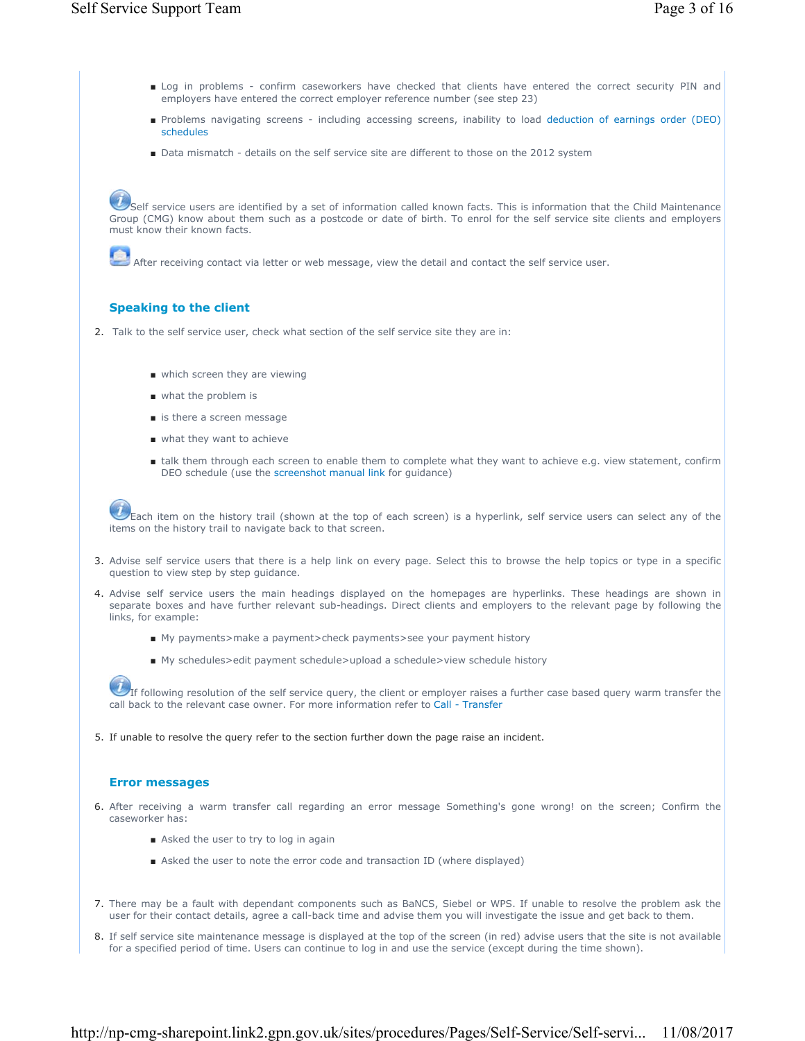- Log in problems - confirm caseworkers have checked that clients have entered the correct security PIN and employers have entered the correct employer reference number (see step 23)
- Problems navigating screens - including accessing screens, inability to load deduction of earnings order (DEO) schedules
- Data mismatch - details on the self service site are different to those on the 2012 system

Self service users are identified by a set of information called known facts. This is information that the Child Maintenance Group (CMG) know about them such as a postcode or date of birth. To enrol for the self service site clients and employers must know their known facts.

After receiving contact via letter or web message, view the detail and contact the self service user.

## Speaking to the client

2. Talk to the self service user, check what section of the self service site they are in:
   - which screen they are viewing
   - what the problem is
   - is there a screen message
   - what they want to achieve
   - talk them through each screen to enable them to complete what they want to achieve e.g. view statement, confirm DEO schedule (use the screenshot manual link for guidance)

Each item on the history trail (shown at the top of each screen) is a hyperlink, self service users can select any of the items on the history trail to navigate back to that screen.

3. Advise self service users that there is a help link on every page. Select this to browse the help topics or type in a specific question to view step by step guidance.
4. Advise self service users the main headings displayed on the homepages are hyperlinks. These headings are shown in separate boxes and have further relevant sub-headings. Direct clients and employers to the relevant page by following the links, for example:
   - My payments>make a payment>check payments>see your payment history
   - My schedules>edit payment schedule>upload a schedule>view schedule history

If following resolution of the self service query, the client or employer raises a further case based query warm transfer the call back to the relevant case owner. For more information refer to Call - Transfer

5. If unable to resolve the query refer to the section further down the page raise an incident.

## Error messages

6. After receiving a warm transfer call regarding an error message Something's gone wrong! on the screen; Confirm the caseworker has:
   - Asked the user to try to log in again
   - Asked the user to note the error code and transaction ID (where displayed)
7. There may be a fault with dependant components such as BaNCS, Siebel or WPS. If unable to resolve the problem ask the user for their contact details, agree a call-back time and advise them you will investigate the issue and get back to them.
8. If self service site maintenance message is displayed at the top of the screen (in red) advise users that the site is not available for a specified period of time. Users can continue to log in and use the service (except during the time shown).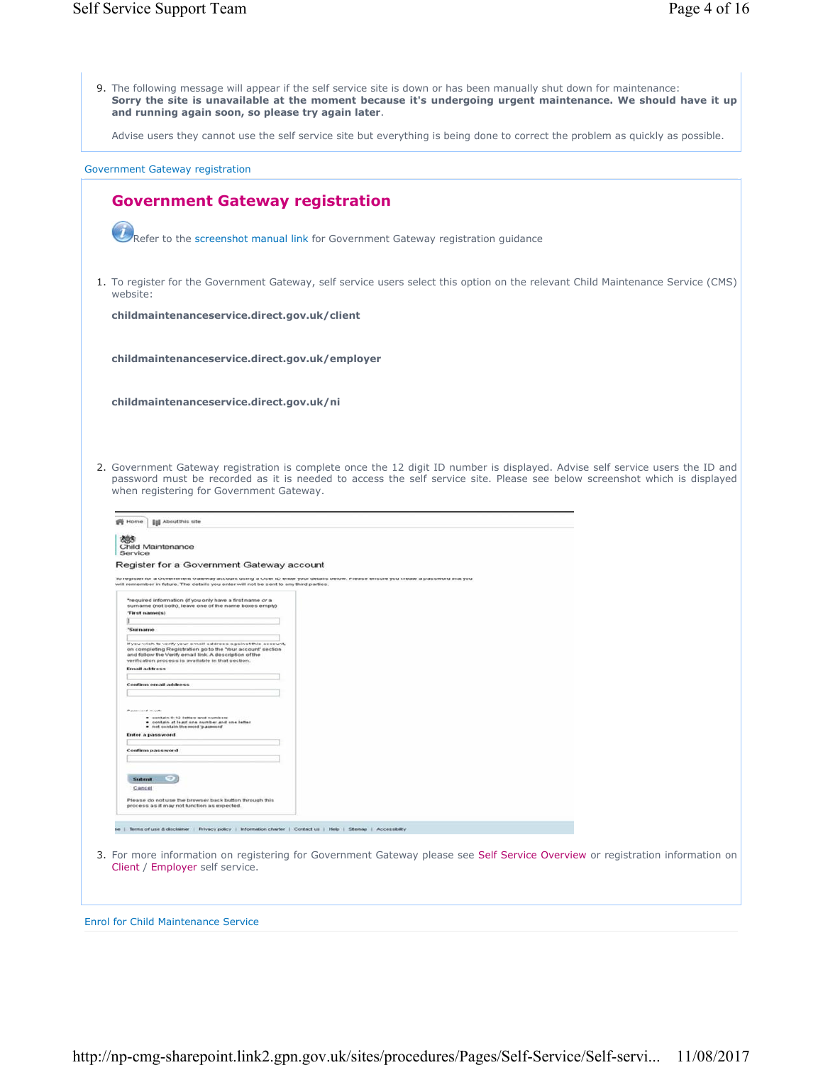9. The following message will appear if the self service site is down or has been manually shut down for maintenance:
   **Sorry the site is unavailable at the moment because it's undergoing urgent maintenance. We should have it up and running again soon, so please try again later**.

   Advise users they cannot use the self service site but everything is being done to correct the problem as quickly as possible.

Government Gateway registration

## Government Gateway registration

Refer to the screenshot manual link for Government Gateway registration guidance

1. To register for the Government Gateway, self service users select this option on the relevant Child Maintenance Service (CMS) website:

   **childmaintenanceservice.direct.gov.uk/client**

   **childmaintenanceservice.direct.gov.uk/employer**

   **childmaintenanceservice.direct.gov.uk/ni**

2. Government Gateway registration is complete once the 12 digit ID number is displayed. Advise self service users the ID and password must be recorded as it is needed to access the self service site. Please see below screenshot which is displayed when registering for Government Gateway.

3. For more information on registering for Government Gateway please see Self Service Overview or registration information on Client / Employer self service.

Enrol for Child Maintenance Service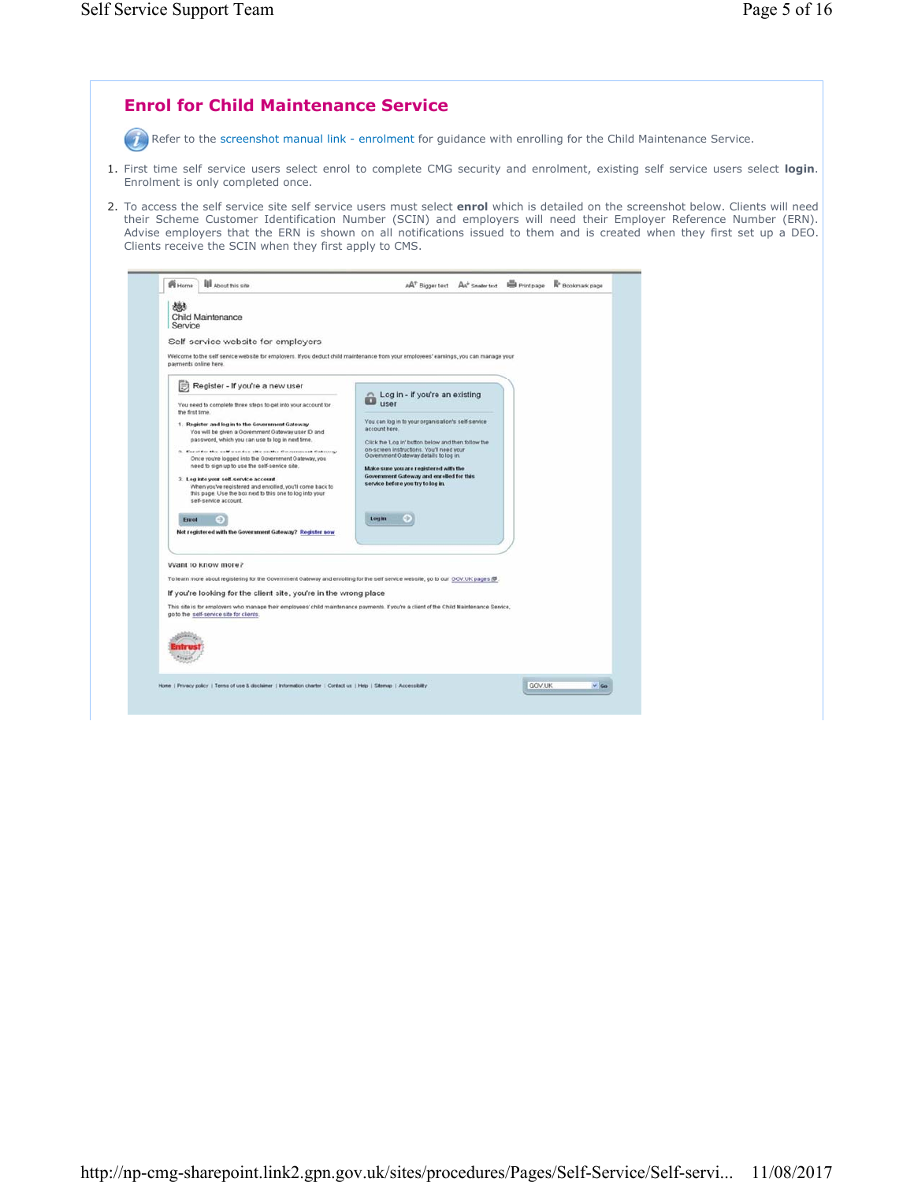## Enrol for Child Maintenance Service

Refer to the screenshot manual link - enrolment for guidance with enrolling for the Child Maintenance Service.

1. First time self service users select enrol to complete CMG security and enrolment, existing self service users select **login**. Enrolment is only completed once.
2. To access the self service site self service users must select **enrol** which is detailed on the screenshot below. Clients will need their Scheme Customer Identification Number (SCIN) and employers will need their Employer Reference Number (ERN). Advise employers that the ERN is shown on all notifications issued to them and is created when they first set up a DEO. Clients receive the SCIN when they first apply to CMS.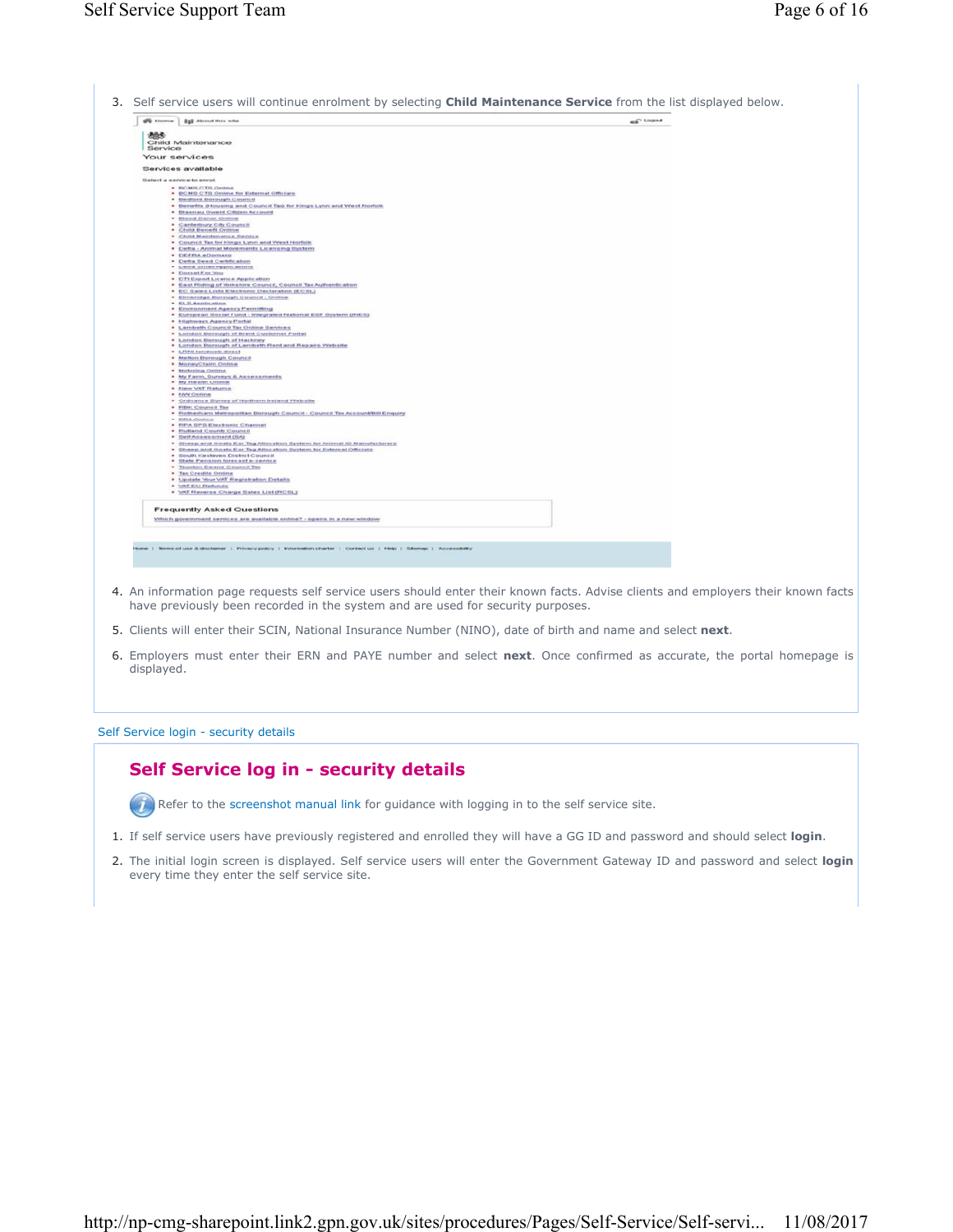3. Self service users will continue enrolment by selecting **Child Maintenance Service** from the list displayed below.

4. An information page requests self service users should enter their known facts. Advise clients and employers their known facts have previously been recorded in the system and are used for security purposes.
5. Clients will enter their SCIN, National Insurance Number (NINO), date of birth and name and select **next**.
6. Employers must enter their ERN and PAYE number and select **next**. Once confirmed as accurate, the portal homepage is displayed.

Self Service login - security details

## Self Service log in - security details

Refer to the screenshot manual link for guidance with logging in to the self service site.

1. If self service users have previously registered and enrolled they will have a GG ID and password and should select **login**.
2. The initial login screen is displayed. Self service users will enter the Government Gateway ID and password and select **login** every time they enter the self service site.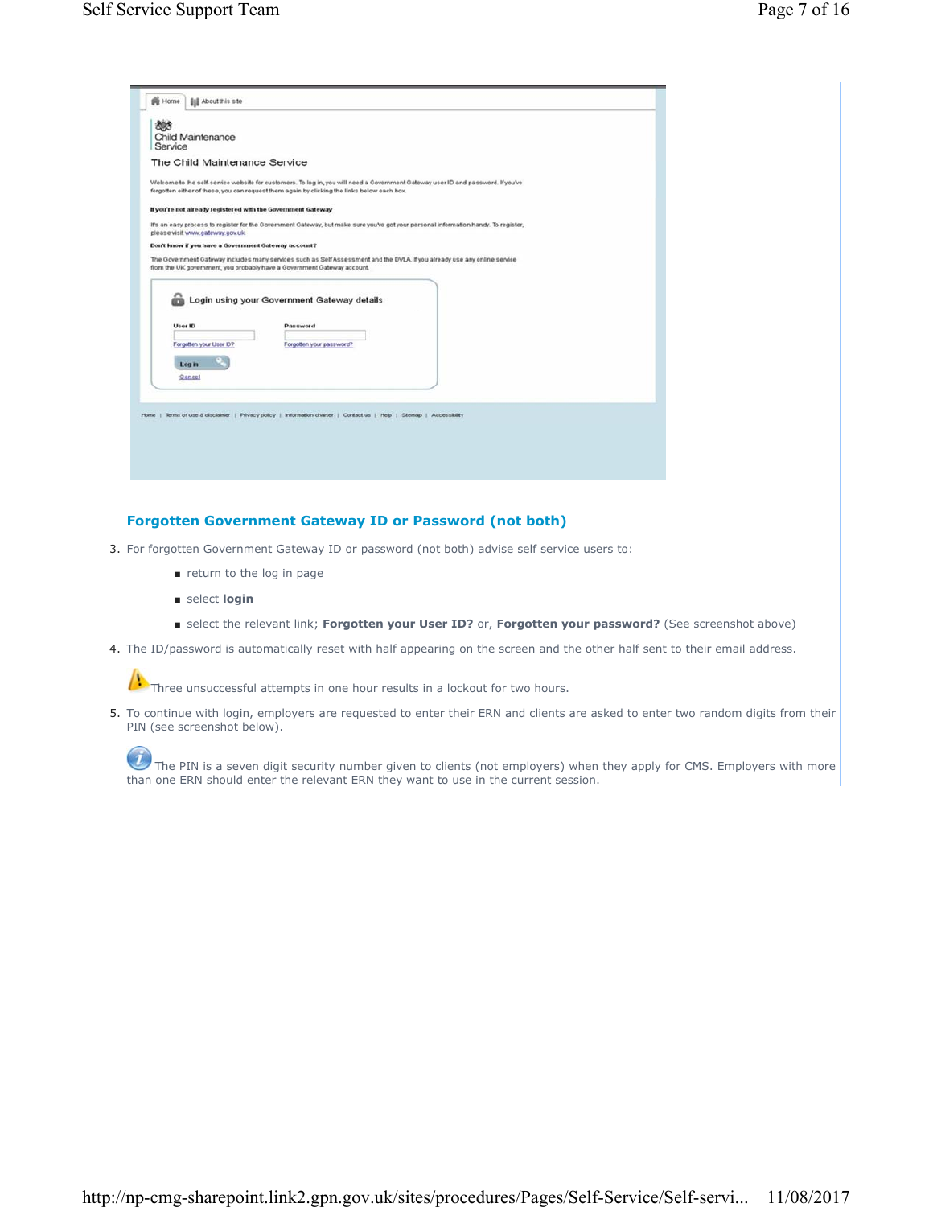## Forgotten Government Gateway ID or Password (not both)

3. For forgotten Government Gateway ID or password (not both) advise self service users to:
   - return to the log in page
   - select **login**
   - select the relevant link; **Forgotten your User ID?** or, **Forgotten your password?** (See screenshot above)
4. The ID/password is automatically reset with half appearing on the screen and the other half sent to their email address.

   Three unsuccessful attempts in one hour results in a lockout for two hours.

5. To continue with login, employers are requested to enter their ERN and clients are asked to enter two random digits from their PIN (see screenshot below).

   The PIN is a seven digit security number given to clients (not employers) when they apply for CMS. Employers with more than one ERN should enter the relevant ERN they want to use in the current session.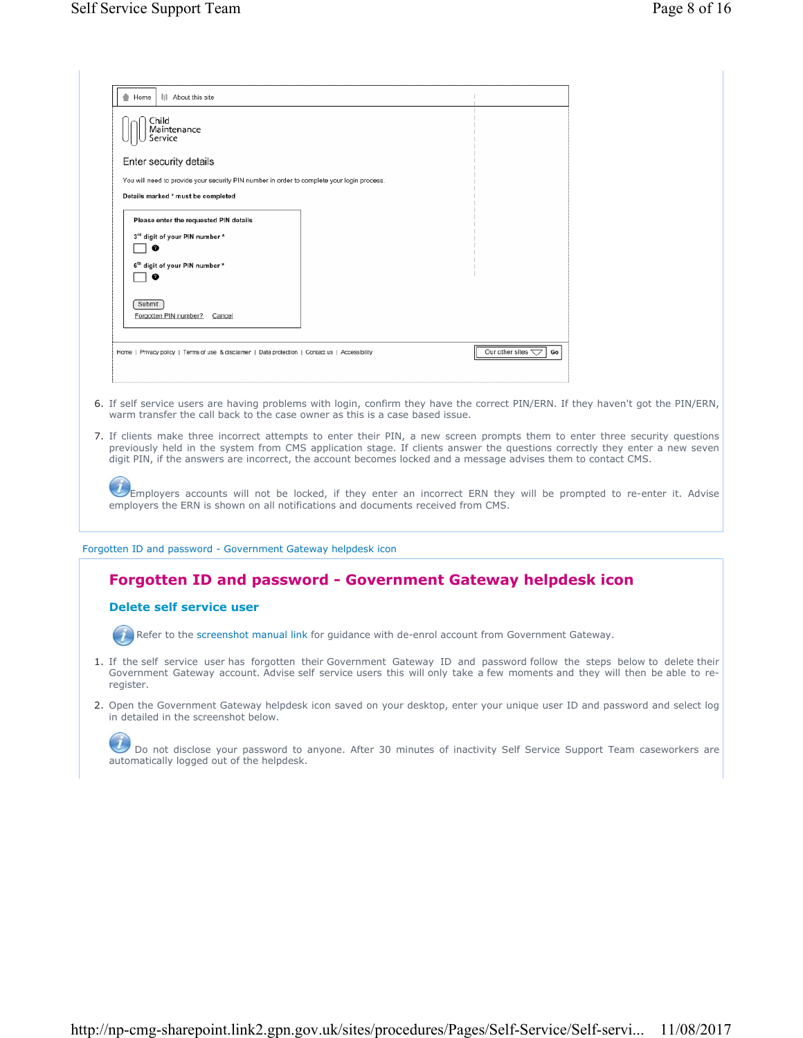Home | About this site

Child Maintenance Service

Enter security details

You will need to provide your security PIN number in order to complete your login process.

**Details marked * must be completed**

**Please enter the requested PIN details**

3rd digit of your PIN number *

6th digit of your PIN number *

Submit

Forgotten PIN number? Cancel

Home | Privacy policy | Terms of use & disclaimer | Data protection | Contact us | Accessibility

Our other sites Go

6. If self service users are having problems with login, confirm they have the correct PIN/ERN. If they haven't got the PIN/ERN, warm transfer the call back to the case owner as this is a case based issue.
7. If clients make three incorrect attempts to enter their PIN, a new screen prompts them to enter three security questions previously held in the system from CMS application stage. If clients answer the questions correctly they enter a new seven digit PIN, if the answers are incorrect, the account becomes locked and a message advises them to contact CMS.

Employers accounts will not be locked, if they enter an incorrect ERN they will be prompted to re-enter it. Advise employers the ERN is shown on all notifications and documents received from CMS.

Forgotten ID and password - Government Gateway helpdesk icon

## Forgotten ID and password - Government Gateway helpdesk icon

### Delete self service user

Refer to the screenshot manual link for guidance with de-enrol account from Government Gateway.

1. If the self service user has forgotten their Government Gateway ID and password follow the steps below to delete their Government Gateway account. Advise self service users this will only take a few moments and they will then be able to re-register.
2. Open the Government Gateway helpdesk icon saved on your desktop, enter your unique user ID and password and select log in detailed in the screenshot below.

Do not disclose your password to anyone. After 30 minutes of inactivity Self Service Support Team caseworkers are automatically logged out of the helpdesk.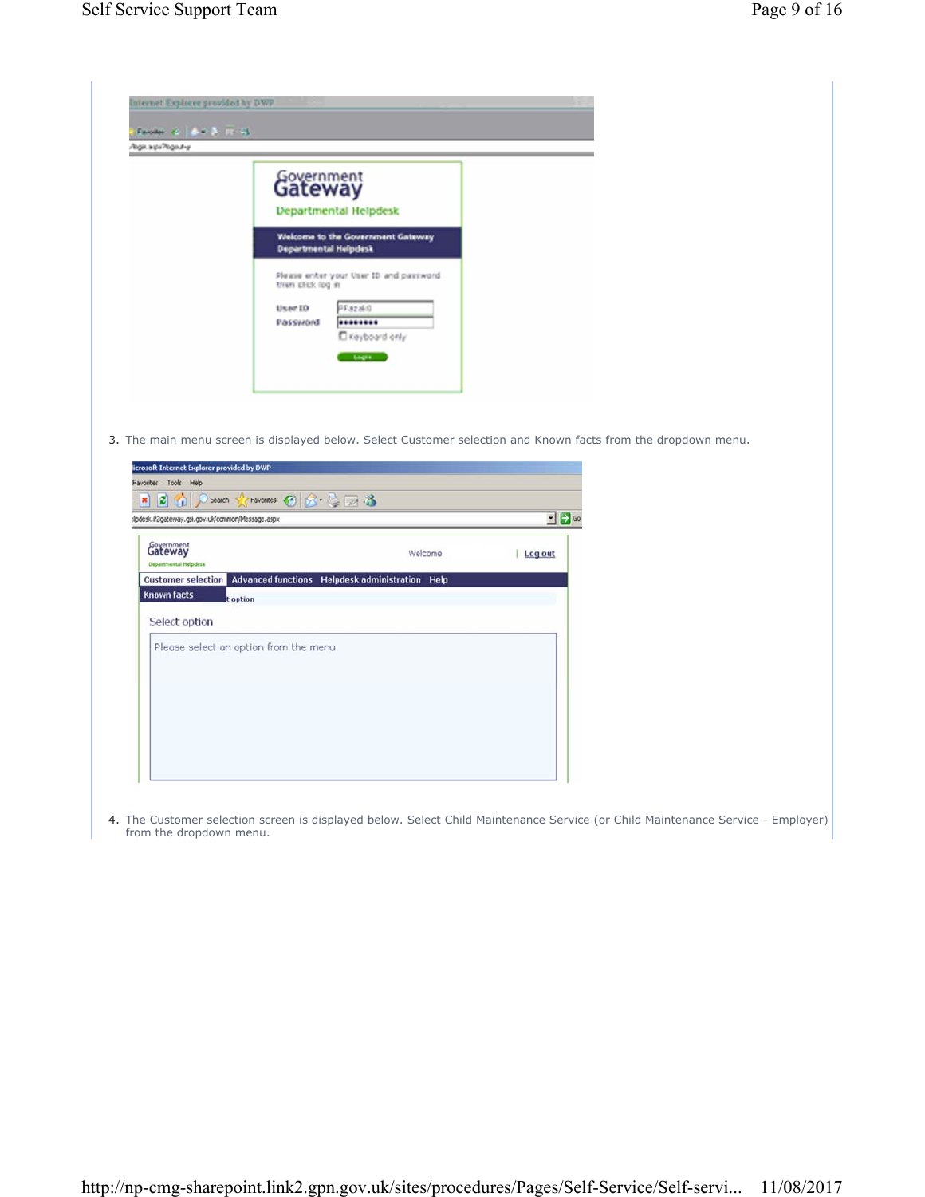3. The main menu screen is displayed below. Select Customer selection and Known facts from the dropdown menu.

4. The Customer selection screen is displayed below. Select Child Maintenance Service (or Child Maintenance Service - Employer) from the dropdown menu.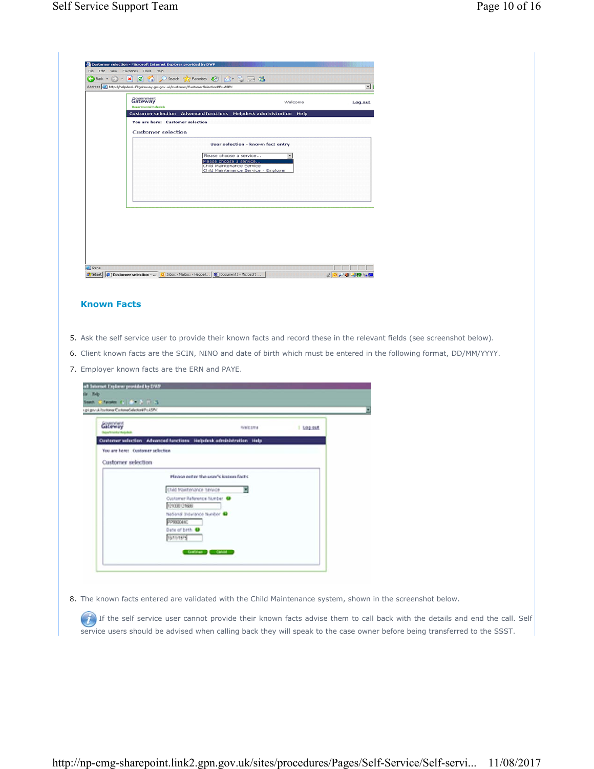## Known Facts

5. Ask the self service user to provide their known facts and record these in the relevant fields (see screenshot below).
6. Client known facts are the SCIN, NINO and date of birth which must be entered in the following format, DD/MM/YYYY.
7. Employer known facts are the ERN and PAYE.

8. The known facts entered are validated with the Child Maintenance system, shown in the screenshot below.

If the self service user cannot provide their known facts advise them to call back with the details and end the call. Self service users should be advised when calling back they will speak to the case owner before being transferred to the SSST.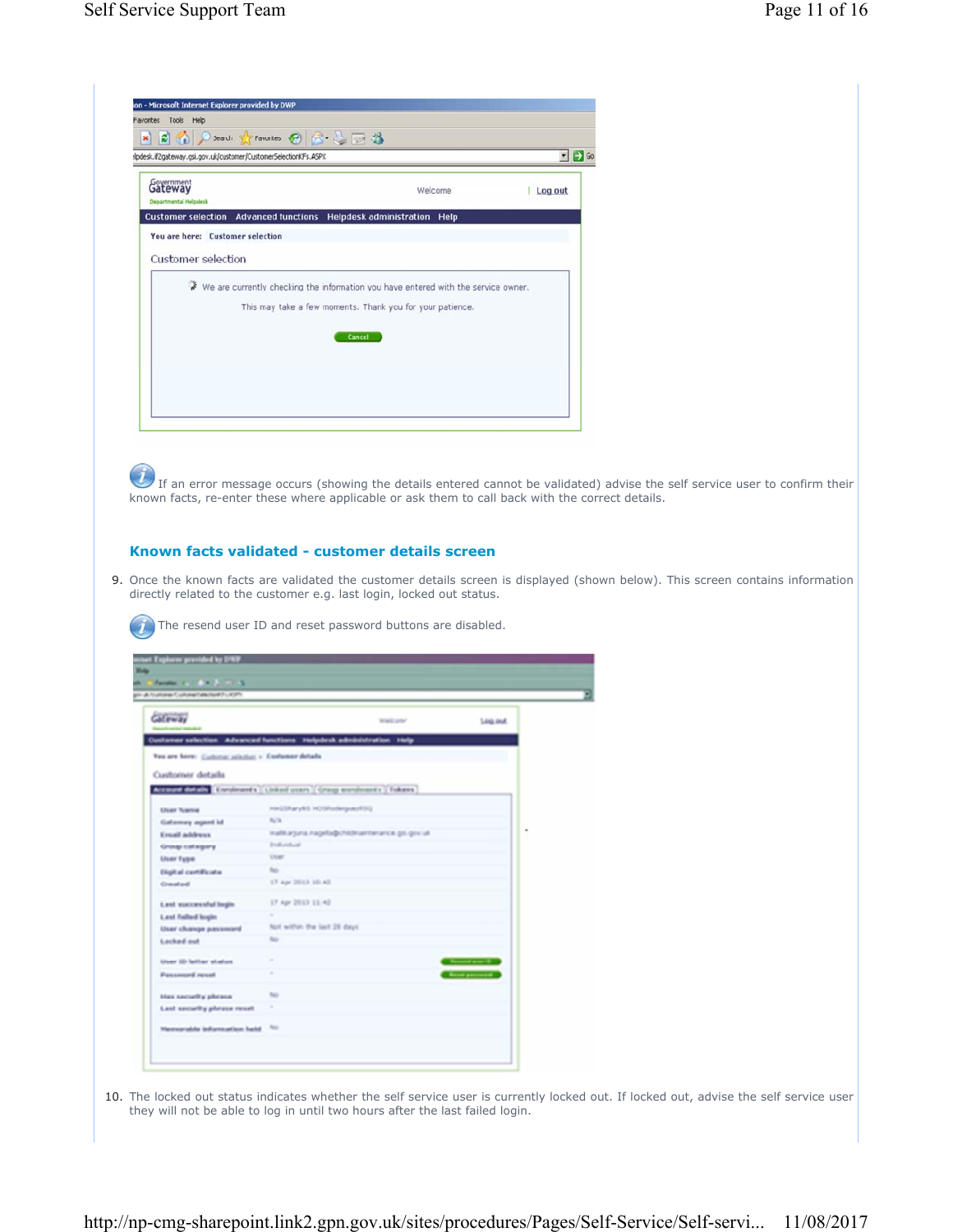If an error message occurs (showing the details entered cannot be validated) advise the self service user to confirm their known facts, re-enter these where applicable or ask them to call back with the correct details.

### Known facts validated - customer details screen

9. Once the known facts are validated the customer details screen is displayed (shown below). This screen contains information directly related to the customer e.g. last login, locked out status.

   The resend user ID and reset password buttons are disabled.

10. The locked out status indicates whether the self service user is currently locked out. If locked out, advise the self service user they will not be able to log in until two hours after the last failed login.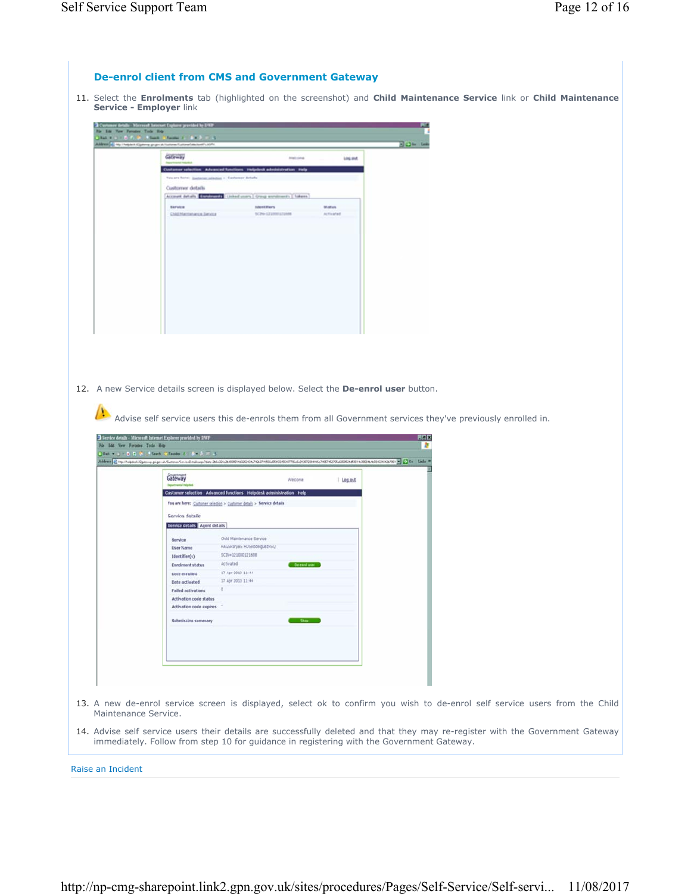## De-enrol client from CMS and Government Gateway

11. Select the **Enrolments** tab (highlighted on the screenshot) and **Child Maintenance Service** link or **Child Maintenance Service - Employer** link

12. A new Service details screen is displayed below. Select the **De-enrol user** button.

   Advise self service users this de-enrols them from all Government services they've previously enrolled in.

13. A new de-enrol service screen is displayed, select ok to confirm you wish to de-enrol self service users from the Child Maintenance Service.

14. Advise self service users their details are successfully deleted and that they may re-register with the Government Gateway immediately. Follow from step 10 for guidance in registering with the Government Gateway.

Raise an Incident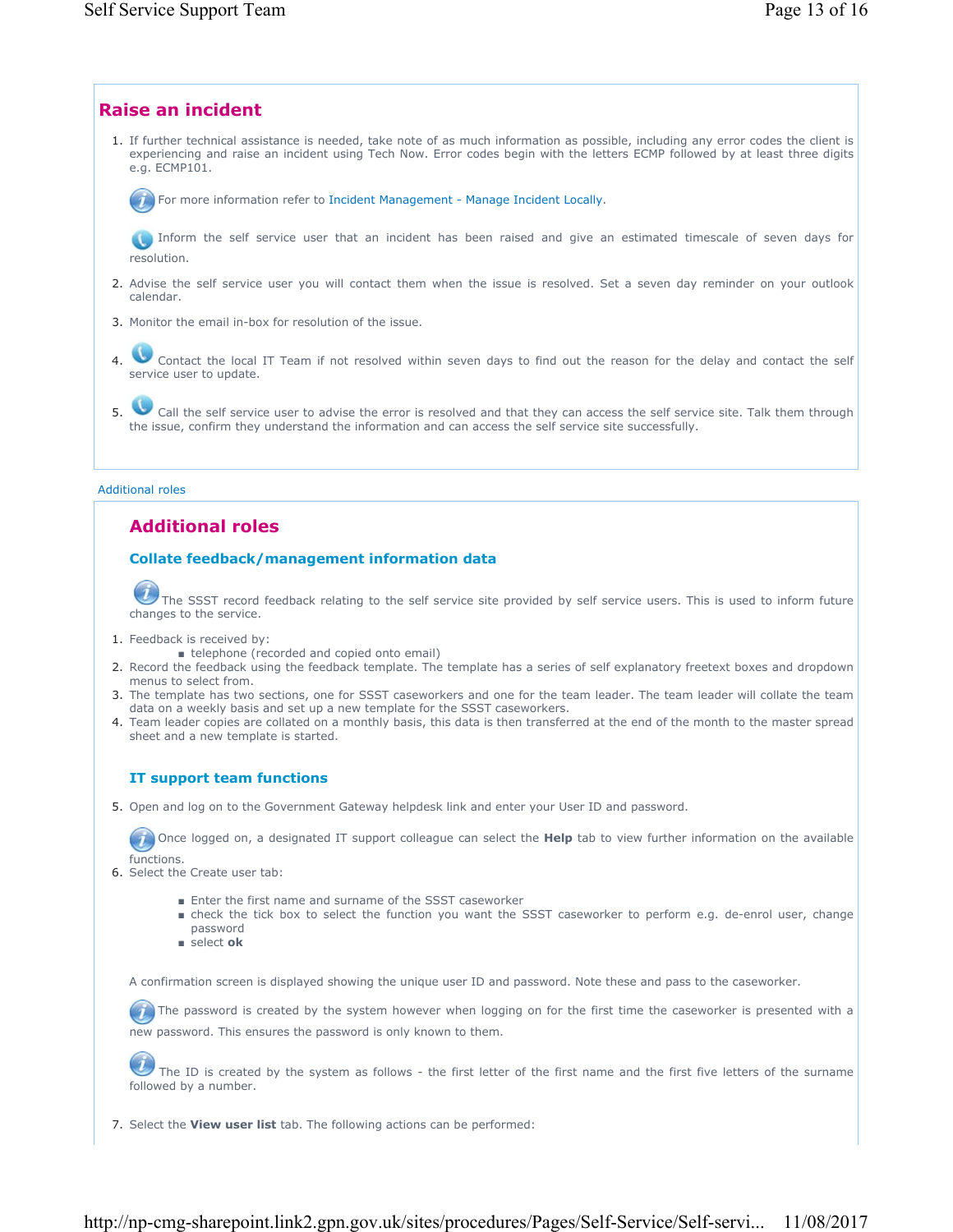## Raise an incident

1. If further technical assistance is needed, take note of as much information as possible, including any error codes the client is experiencing and raise an incident using Tech Now. Error codes begin with the letters ECMP followed by at least three digits e.g. ECMP101.

   For more information refer to Incident Management - Manage Incident Locally.

   Inform the self service user that an incident has been raised and give an estimated timescale of seven days for resolution.

2. Advise the self service user you will contact them when the issue is resolved. Set a seven day reminder on your outlook calendar.
3. Monitor the email in-box for resolution of the issue.
4. Contact the local IT Team if not resolved within seven days to find out the reason for the delay and contact the self service user to update.
5. Call the self service user to advise the error is resolved and that they can access the self service site. Talk them through the issue, confirm they understand the information and can access the self service site successfully.

Additional roles

## Additional roles

### Collate feedback/management information data

The SSST record feedback relating to the self service site provided by self service users. This is used to inform future changes to the service.

1. Feedback is received by:
   - telephone (recorded and copied onto email)
2. Record the feedback using the feedback template. The template has a series of self explanatory freetext boxes and dropdown menus to select from.
3. The template has two sections, one for SSST caseworkers and one for the team leader. The team leader will collate the team data on a weekly basis and set up a new template for the SSST caseworkers.
4. Team leader copies are collated on a monthly basis, this data is then transferred at the end of the month to the master spread sheet and a new template is started.

### IT support team functions

5. Open and log on to the Government Gateway helpdesk link and enter your User ID and password.

   Once logged on, a designated IT support colleague can select the **Help** tab to view further information on the available functions.

6. Select the Create user tab:
   - Enter the first name and surname of the SSST caseworker
   - check the tick box to select the function you want the SSST caseworker to perform e.g. de-enrol user, change password
   - select **ok**

   A confirmation screen is displayed showing the unique user ID and password. Note these and pass to the caseworker.

   The password is created by the system however when logging on for the first time the caseworker is presented with a new password. This ensures the password is only known to them.

   The ID is created by the system as follows - the first letter of the first name and the first five letters of the surname followed by a number.

7. Select the **View user list** tab. The following actions can be performed: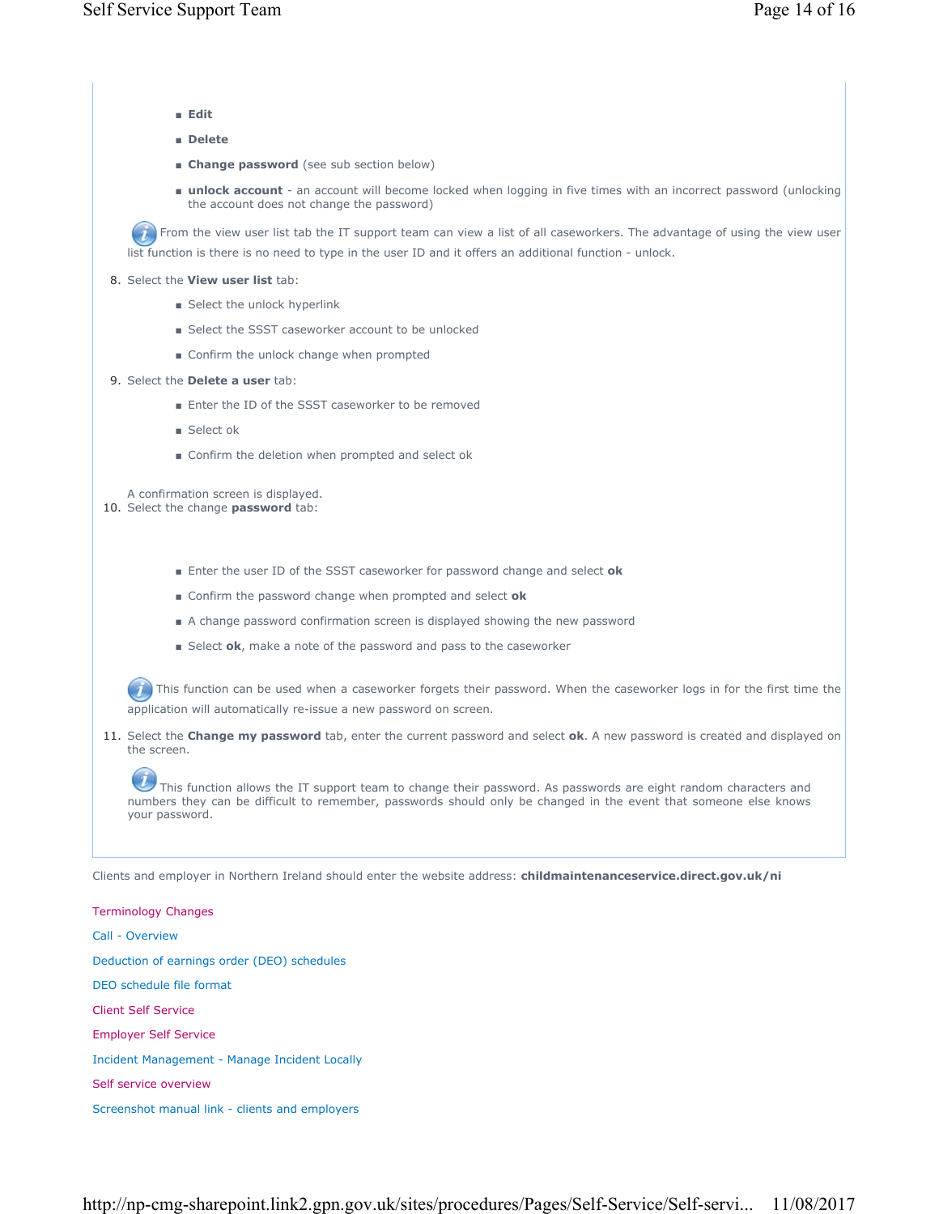- **Edit**
- **Delete**
- **Change password** (see sub section below)
- **unlock account** - an account will become locked when logging in five times with an incorrect password (unlocking the account does not change the password)

From the view user list tab the IT support team can view a list of all caseworkers. The advantage of using the view user list function is there is no need to type in the user ID and it offers an additional function - unlock.

8. Select the **View user list** tab:
   - Select the unlock hyperlink
   - Select the SSST caseworker account to be unlocked
   - Confirm the unlock change when prompted
9. Select the **Delete a user** tab:
   - Enter the ID of the SSST caseworker to be removed
   - Select ok
   - Confirm the deletion when prompted and select ok

   A confirmation screen is displayed.
10. Select the change **password** tab:
    - Enter the user ID of the SSST caseworker for password change and select **ok**
    - Confirm the password change when prompted and select **ok**
    - A change password confirmation screen is displayed showing the new password
    - Select **ok**, make a note of the password and pass to the caseworker

    This function can be used when a caseworker forgets their password. When the caseworker logs in for the first time the application will automatically re-issue a new password on screen.
11. Select the **Change my password** tab, enter the current password and select **ok**. A new password is created and displayed on the screen.

    This function allows the IT support team to change their password. As passwords are eight random characters and numbers they can be difficult to remember, passwords should only be changed in the event that someone else knows your password.

Clients and employer in Northern Ireland should enter the website address: **childmaintenanceservice.direct.gov.uk/ni**

Terminology Changes

Call - Overview

Deduction of earnings order (DEO) schedules

DEO schedule file format

Client Self Service

Employer Self Service

Incident Management - Manage Incident Locally

Self service overview

Screenshot manual link - clients and employers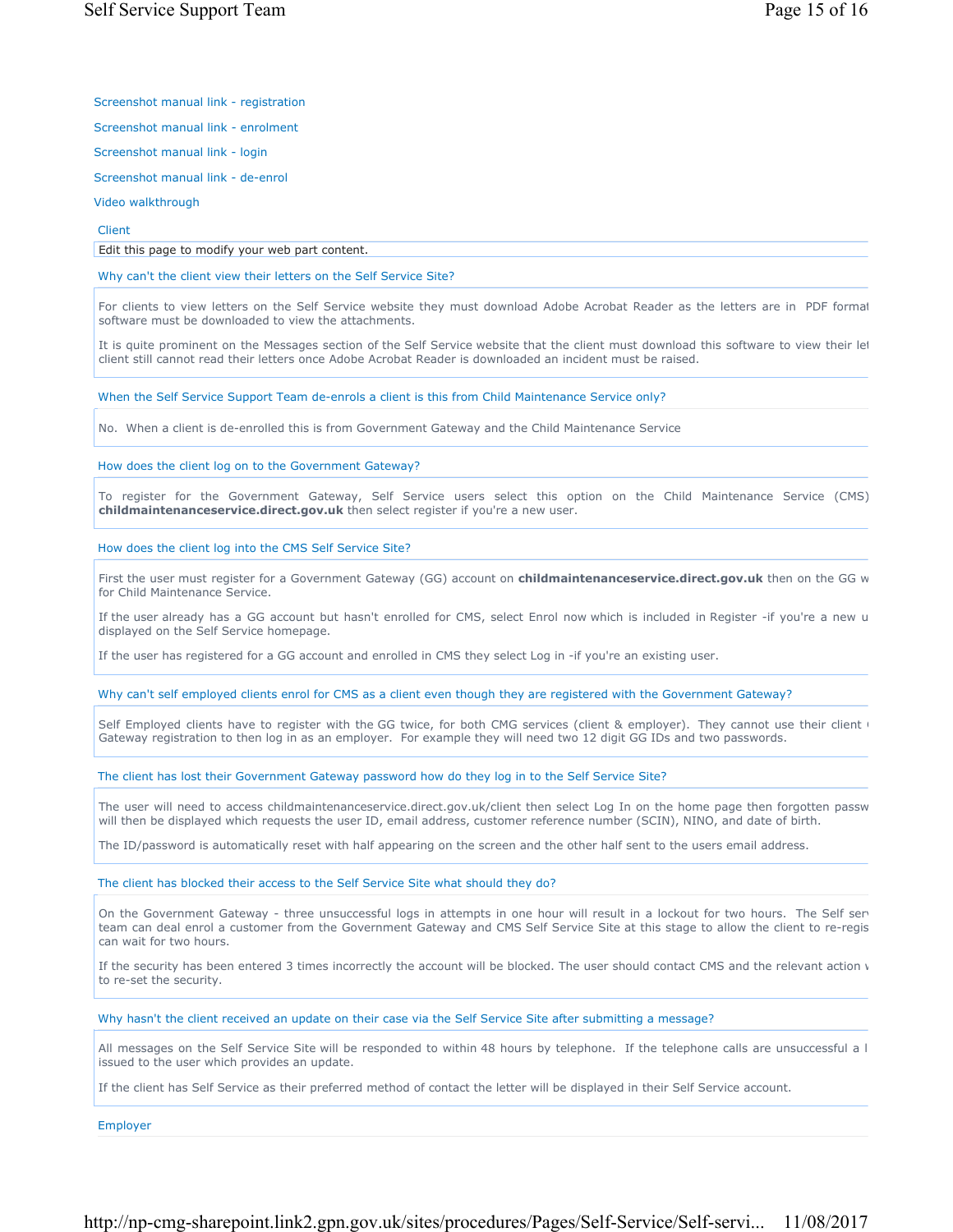Screenshot manual link - registration

Screenshot manual link - enrolment

Screenshot manual link - login

Screenshot manual link - de-enrol

Video walkthrough

## Client

Edit this page to modify your web part content.

### Why can't the client view their letters on the Self Service Site?

For clients to view letters on the Self Service website they must download Adobe Acrobat Reader as the letters are in PDF format software must be downloaded to view the attachments.

It is quite prominent on the Messages section of the Self Service website that the client must download this software to view their let client still cannot read their letters once Adobe Acrobat Reader is downloaded an incident must be raised.

### When the Self Service Support Team de-enrols a client is this from Child Maintenance Service only?

No. When a client is de-enrolled this is from Government Gateway and the Child Maintenance Service

### How does the client log on to the Government Gateway?

To register for the Government Gateway, Self Service users select this option on the Child Maintenance Service (CMS) **childmaintenanceservice.direct.gov.uk** then select register if you're a new user.

### How does the client log into the CMS Self Service Site?

First the user must register for a Government Gateway (GG) account on **childmaintenanceservice.direct.gov.uk** then on the GG w for Child Maintenance Service.

If the user already has a GG account but hasn't enrolled for CMS, select Enrol now which is included in Register -if you're a new u displayed on the Self Service homepage.

If the user has registered for a GG account and enrolled in CMS they select Log in -if you're an existing user.

### Why can't self employed clients enrol for CMS as a client even though they are registered with the Government Gateway?

Self Employed clients have to register with the GG twice, for both CMG services (client & employer). They cannot use their client Gateway registration to then log in as an employer. For example they will need two 12 digit GG IDs and two passwords.

### The client has lost their Government Gateway password how do they log in to the Self Service Site?

The user will need to access childmaintenanceservice.direct.gov.uk/client then select Log In on the home page then forgotten passw will then be displayed which requests the user ID, email address, customer reference number (SCIN), NINO, and date of birth.

The ID/password is automatically reset with half appearing on the screen and the other half sent to the users email address.

### The client has blocked their access to the Self Service Site what should they do?

On the Government Gateway - three unsuccessful logs in attempts in one hour will result in a lockout for two hours. The Self serv team can deal enrol a customer from the Government Gateway and CMS Self Service Site at this stage to allow the client to re-regis can wait for two hours.

If the security has been entered 3 times incorrectly the account will be blocked. The user should contact CMS and the relevant action v to re-set the security.

### Why hasn't the client received an update on their case via the Self Service Site after submitting a message?

All messages on the Self Service Site will be responded to within 48 hours by telephone. If the telephone calls are unsuccessful a l issued to the user which provides an update.

If the client has Self Service as their preferred method of contact the letter will be displayed in their Self Service account.

## Employer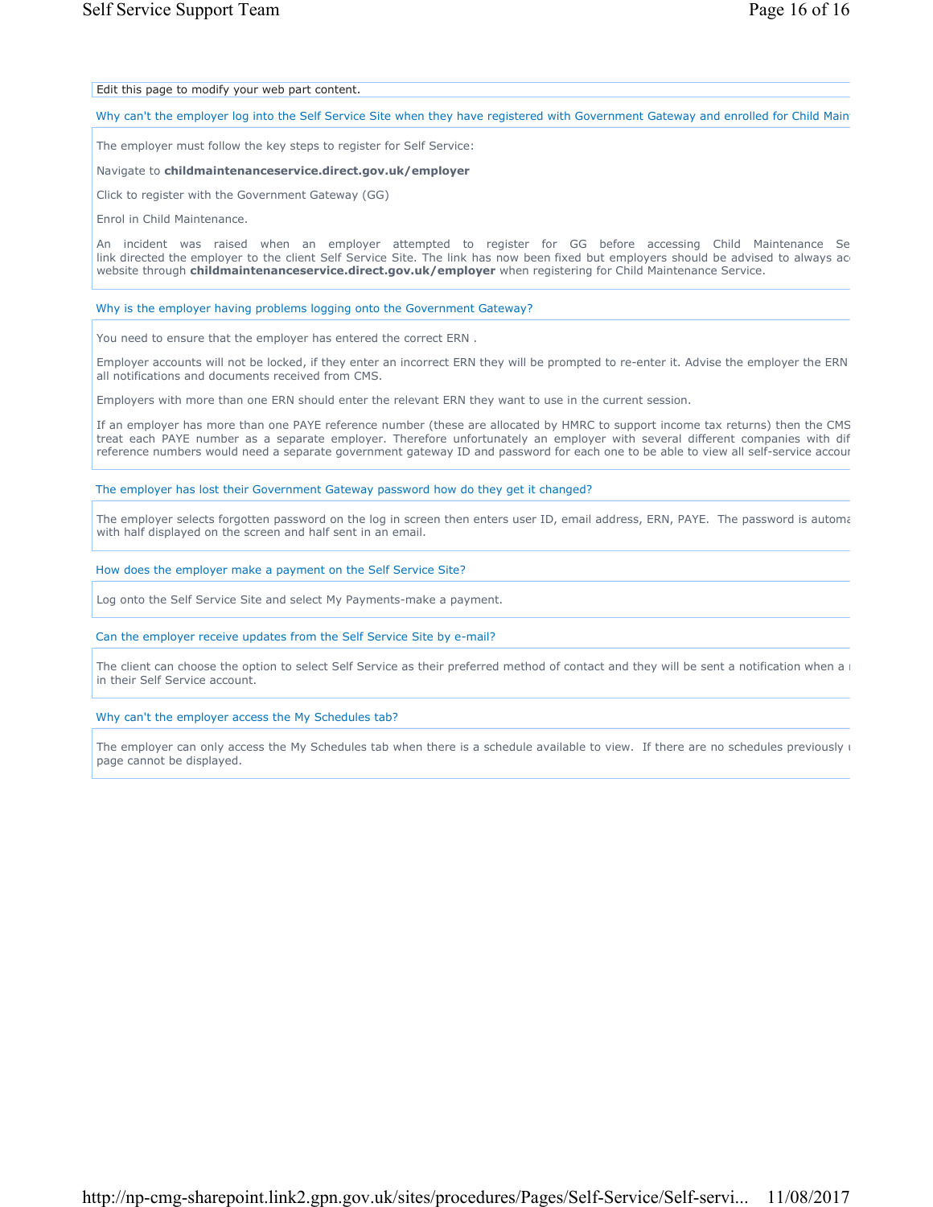Edit this page to modify your web part content.

### Why can't the employer log into the Self Service Site when they have registered with Government Gateway and enrolled for Child Main

The employer must follow the key steps to register for Self Service:

Navigate to **childmaintenanceservice.direct.gov.uk/employer**

Click to register with the Government Gateway (GG)

Enrol in Child Maintenance.

An incident was raised when an employer attempted to register for GG before accessing Child Maintenance Se link directed the employer to the client Self Service Site. The link has now been fixed but employers should be advised to always ac website through **childmaintenanceservice.direct.gov.uk/employer** when registering for Child Maintenance Service.

### Why is the employer having problems logging onto the Government Gateway?

You need to ensure that the employer has entered the correct ERN .

Employer accounts will not be locked, if they enter an incorrect ERN they will be prompted to re-enter it. Advise the employer the ERN all notifications and documents received from CMS.

Employers with more than one ERN should enter the relevant ERN they want to use in the current session.

If an employer has more than one PAYE reference number (these are allocated by HMRC to support income tax returns) then the CMS treat each PAYE number as a separate employer. Therefore unfortunately an employer with several different companies with dif reference numbers would need a separate government gateway ID and password for each one to be able to view all self-service accour

### The employer has lost their Government Gateway password how do they get it changed?

The employer selects forgotten password on the log in screen then enters user ID, email address, ERN, PAYE. The password is automa with half displayed on the screen and half sent in an email.

### How does the employer make a payment on the Self Service Site?

Log onto the Self Service Site and select My Payments-make a payment.

### Can the employer receive updates from the Self Service Site by e-mail?

The client can choose the option to select Self Service as their preferred method of contact and they will be sent a notification when a in their Self Service account.

### Why can't the employer access the My Schedules tab?

The employer can only access the My Schedules tab when there is a schedule available to view. If there are no schedules previously page cannot be displayed.